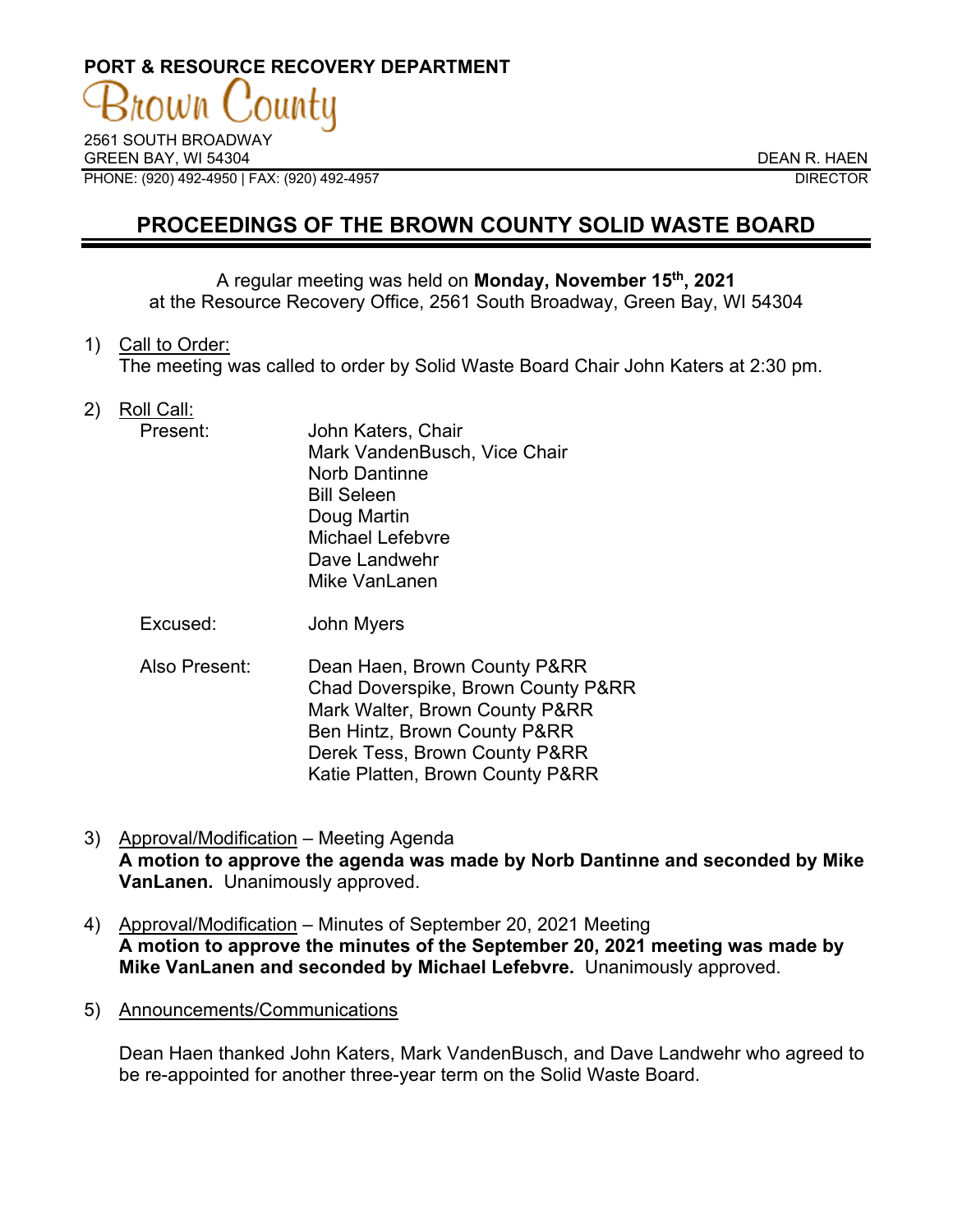PORT & RESOURCE RECOVERY DEPARTMENT

Brown County

2561 SOUTH BROADWAY
GREEN BAY, WI 54304
PHONE: (920) 492-4950 | FAX: (920) 492-4957

DEAN R. HAEN
DIRECTOR

# PROCEEDINGS OF THE BROWN COUNTY SOLID WASTE BOARD

A regular meeting was held on **Monday, November 15th, 2021**
at the Resource Recovery Office, 2561 South Broadway, Green Bay, WI 54304

1) Call to Order:
The meeting was called to order by Solid Waste Board Chair John Katers at 2:30 pm.

2) Roll Call:

Present:
John Katers, Chair
Mark VandenBusch, Vice Chair
Norb Dantinne
Bill Seleen
Doug Martin
Michael Lefebvre
Dave Landwehr
Mike VanLanen

Excused:
John Myers

Also Present:
Dean Haen, Brown County P&RR
Chad Doverspike, Brown County P&RR
Mark Walter, Brown County P&RR
Ben Hintz, Brown County P&RR
Derek Tess, Brown County P&RR
Katie Platten, Brown County P&RR

3) Approval/Modification – Meeting Agenda
**A motion to approve the agenda was made by Norb Dantinne and seconded by Mike VanLanen.** Unanimously approved.

4) Approval/Modification – Minutes of September 20, 2021 Meeting
**A motion to approve the minutes of the September 20, 2021 meeting was made by Mike VanLanen and seconded by Michael Lefebvre.** Unanimously approved.

5) Announcements/Communications

Dean Haen thanked John Katers, Mark VandenBusch, and Dave Landwehr who agreed to be re-appointed for another three-year term on the Solid Waste Board.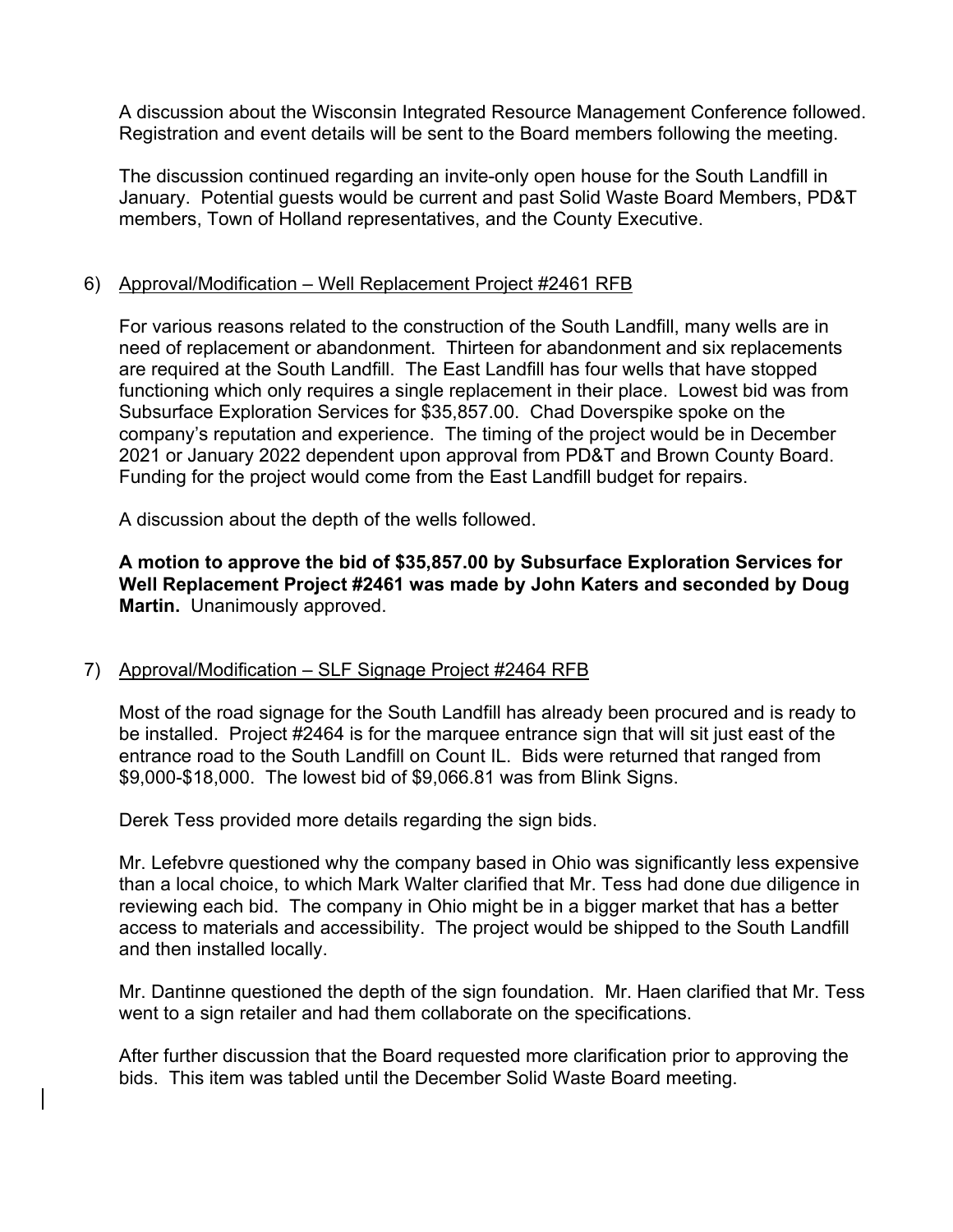A discussion about the Wisconsin Integrated Resource Management Conference followed. Registration and event details will be sent to the Board members following the meeting.

The discussion continued regarding an invite-only open house for the South Landfill in January. Potential guests would be current and past Solid Waste Board Members, PD&T members, Town of Holland representatives, and the County Executive.

6) Approval/Modification – Well Replacement Project #2461 RFB

For various reasons related to the construction of the South Landfill, many wells are in need of replacement or abandonment. Thirteen for abandonment and six replacements are required at the South Landfill. The East Landfill has four wells that have stopped functioning which only requires a single replacement in their place. Lowest bid was from Subsurface Exploration Services for $35,857.00. Chad Doverspike spoke on the company's reputation and experience. The timing of the project would be in December 2021 or January 2022 dependent upon approval from PD&T and Brown County Board. Funding for the project would come from the East Landfill budget for repairs.

A discussion about the depth of the wells followed.

**A motion to approve the bid of $35,857.00 by Subsurface Exploration Services for Well Replacement Project #2461 was made by John Katers and seconded by Doug Martin.** Unanimously approved.

7) Approval/Modification – SLF Signage Project #2464 RFB

Most of the road signage for the South Landfill has already been procured and is ready to be installed. Project #2464 is for the marquee entrance sign that will sit just east of the entrance road to the South Landfill on Count IL. Bids were returned that ranged from $9,000-$18,000. The lowest bid of $9,066.81 was from Blink Signs.

Derek Tess provided more details regarding the sign bids.

Mr. Lefebvre questioned why the company based in Ohio was significantly less expensive than a local choice, to which Mark Walter clarified that Mr. Tess had done due diligence in reviewing each bid. The company in Ohio might be in a bigger market that has a better access to materials and accessibility. The project would be shipped to the South Landfill and then installed locally.

Mr. Dantinne questioned the depth of the sign foundation. Mr. Haen clarified that Mr. Tess went to a sign retailer and had them collaborate on the specifications.

After further discussion that the Board requested more clarification prior to approving the bids. This item was tabled until the December Solid Waste Board meeting.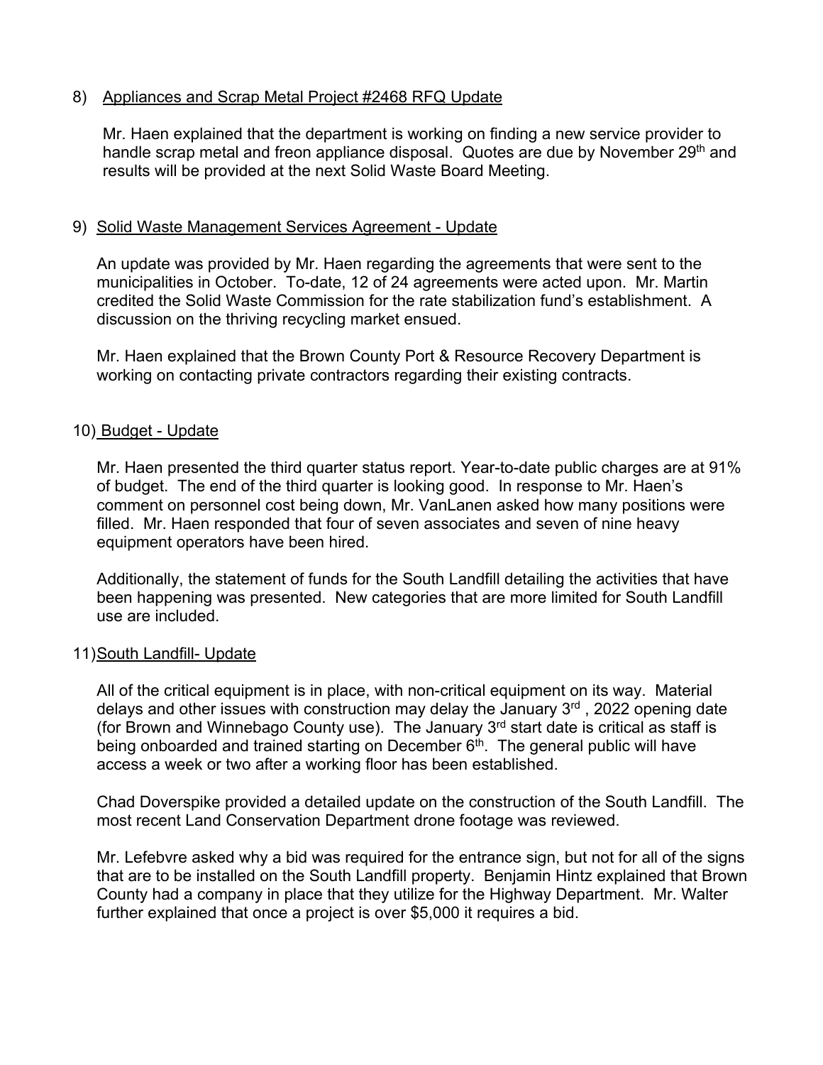8) Appliances and Scrap Metal Project #2468 RFQ Update

Mr. Haen explained that the department is working on finding a new service provider to handle scrap metal and freon appliance disposal. Quotes are due by November 29th and results will be provided at the next Solid Waste Board Meeting.

9) Solid Waste Management Services Agreement - Update

An update was provided by Mr. Haen regarding the agreements that were sent to the municipalities in October. To-date, 12 of 24 agreements were acted upon. Mr. Martin credited the Solid Waste Commission for the rate stabilization fund's establishment. A discussion on the thriving recycling market ensued.

Mr. Haen explained that the Brown County Port & Resource Recovery Department is working on contacting private contractors regarding their existing contracts.

10) Budget - Update

Mr. Haen presented the third quarter status report. Year-to-date public charges are at 91% of budget. The end of the third quarter is looking good. In response to Mr. Haen's comment on personnel cost being down, Mr. VanLanen asked how many positions were filled. Mr. Haen responded that four of seven associates and seven of nine heavy equipment operators have been hired.

Additionally, the statement of funds for the South Landfill detailing the activities that have been happening was presented. New categories that are more limited for South Landfill use are included.

11) South Landfill- Update

All of the critical equipment is in place, with non-critical equipment on its way. Material delays and other issues with construction may delay the January 3rd, 2022 opening date (for Brown and Winnebago County use). The January 3rd start date is critical as staff is being onboarded and trained starting on December 6th. The general public will have access a week or two after a working floor has been established.

Chad Doverspike provided a detailed update on the construction of the South Landfill. The most recent Land Conservation Department drone footage was reviewed.

Mr. Lefebvre asked why a bid was required for the entrance sign, but not for all of the signs that are to be installed on the South Landfill property. Benjamin Hintz explained that Brown County had a company in place that they utilize for the Highway Department. Mr. Walter further explained that once a project is over $5,000 it requires a bid.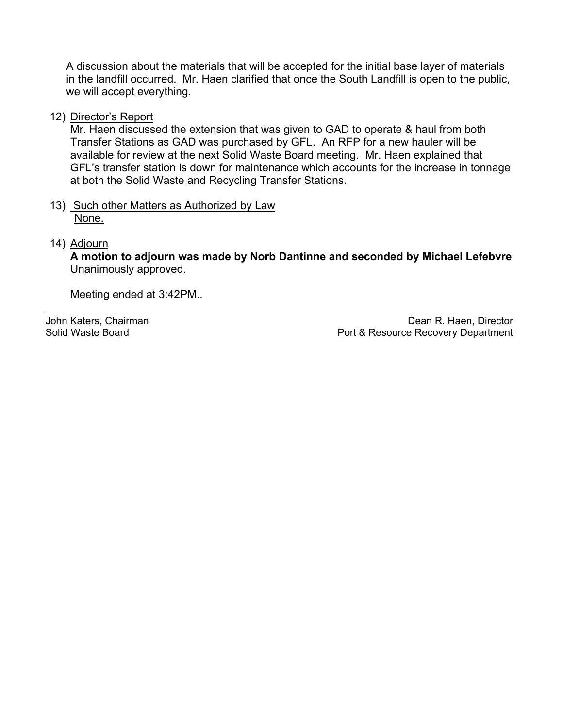A discussion about the materials that will be accepted for the initial base layer of materials in the landfill occurred. Mr. Haen clarified that once the South Landfill is open to the public, we will accept everything.

12) Director's Report

Mr. Haen discussed the extension that was given to GAD to operate & haul from both Transfer Stations as GAD was purchased by GFL. An RFP for a new hauler will be available for review at the next Solid Waste Board meeting. Mr. Haen explained that GFL's transfer station is down for maintenance which accounts for the increase in tonnage at both the Solid Waste and Recycling Transfer Stations.

13) Such other Matters as Authorized by Law

None.

14) Adjourn

**A motion to adjourn was made by Norb Dantinne and seconded by Michael Lefebvre** Unanimously approved.

Meeting ended at 3:42PM..

---

John Katers, Chairman
Solid Waste Board

Dean R. Haen, Director
Port & Resource Recovery Department